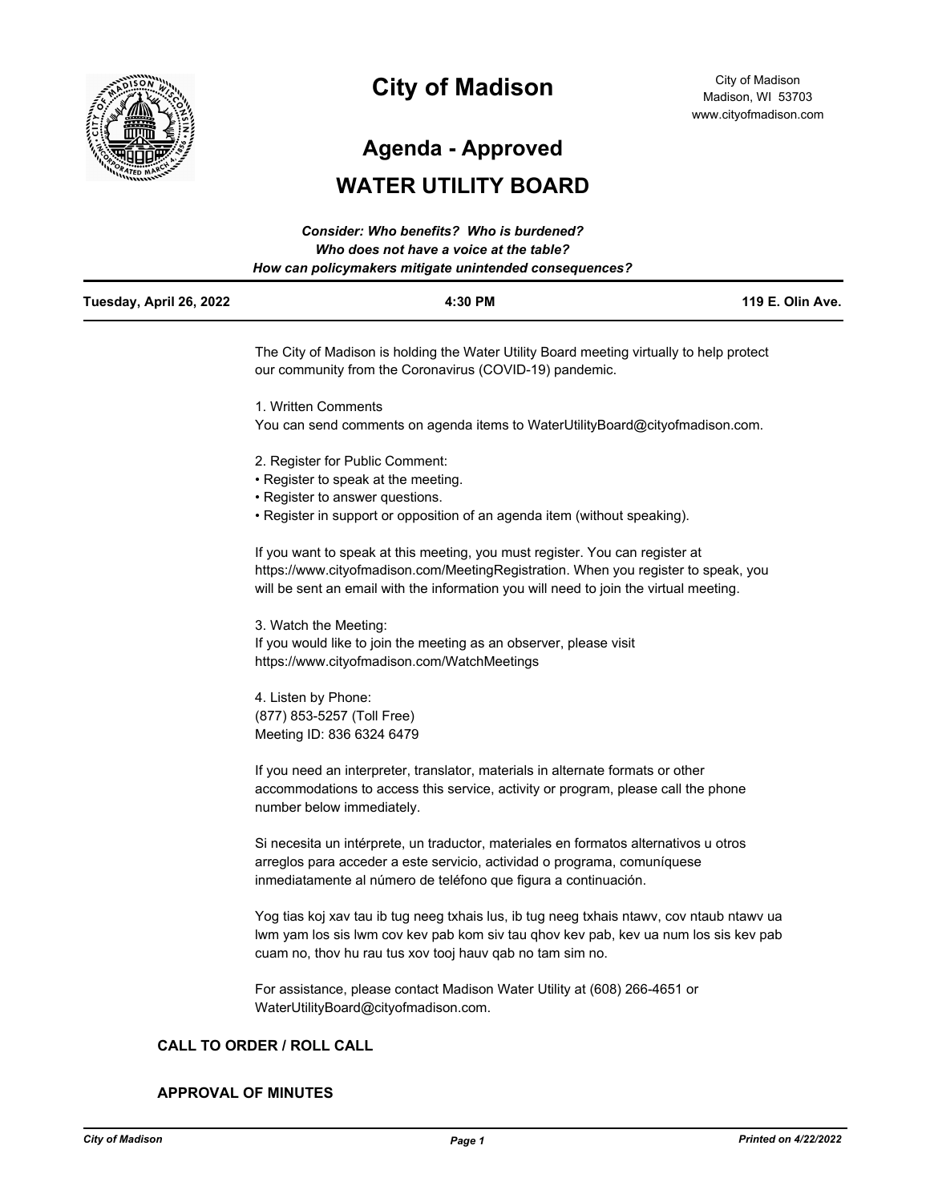# City of Madison

City of Madison
Madison, WI 53703
www.cityofmadison.com

## Agenda - Approved

## WATER UTILITY BOARD

***Consider: Who benefits? Who is burdened?***
***Who does not have a voice at the table?***
***How can policymakers mitigate unintended consequences?***

**Tuesday, April 26, 2022** | **4:30 PM** | **119 E. Olin Ave.**

The City of Madison is holding the Water Utility Board meeting virtually to help protect our community from the Coronavirus (COVID-19) pandemic.

1. Written Comments
You can send comments on agenda items to WaterUtilityBoard@cityofmadison.com.

2. Register for Public Comment:
• Register to speak at the meeting.
• Register to answer questions.
• Register in support or opposition of an agenda item (without speaking).

If you want to speak at this meeting, you must register. You can register at https://www.cityofmadison.com/MeetingRegistration. When you register to speak, you will be sent an email with the information you will need to join the virtual meeting.

3. Watch the Meeting:
If you would like to join the meeting as an observer, please visit https://www.cityofmadison.com/WatchMeetings

4. Listen by Phone:
(877) 853-5257 (Toll Free)
Meeting ID: 836 6324 6479

If you need an interpreter, translator, materials in alternate formats or other accommodations to access this service, activity or program, please call the phone number below immediately.

Si necesita un intérprete, un traductor, materiales en formatos alternativos u otros arreglos para acceder a este servicio, actividad o programa, comuníquese inmediatamente al número de teléfono que figura a continuación.

Yog tias koj xav tau ib tug neeg txhais lus, ib tug neeg txhais ntawv, cov ntaub ntawv ua lwm yam los sis lwm cov kev pab kom siv tau qhov kev pab, kev ua num los sis kev pab cuam no, thov hu rau tus xov tooj hauv qab no tam sim no.

For assistance, please contact Madison Water Utility at (608) 266-4651 or WaterUtilityBoard@cityofmadison.com.

### CALL TO ORDER / ROLL CALL

### APPROVAL OF MINUTES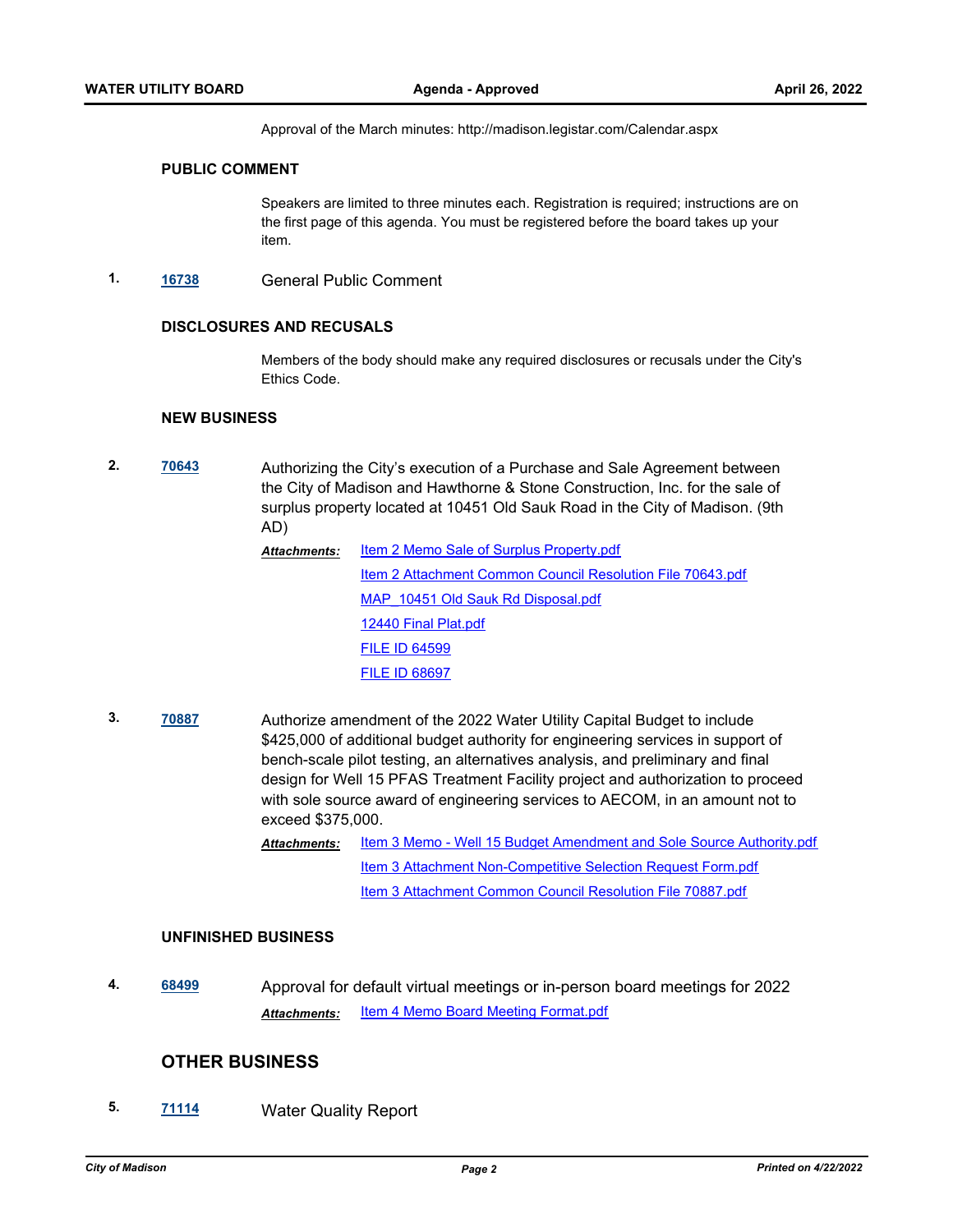Approval of the March minutes: http://madison.legistar.com/Calendar.aspx

### PUBLIC COMMENT

Speakers are limited to three minutes each. Registration is required; instructions are on the first page of this agenda. You must be registered before the board takes up your item.

1. **16738** General Public Comment

### DISCLOSURES AND RECUSALS

Members of the body should make any required disclosures or recusals under the City's Ethics Code.

### NEW BUSINESS

2. **70643** Authorizing the City's execution of a Purchase and Sale Agreement between the City of Madison and Hawthorne & Stone Construction, Inc. for the sale of surplus property located at 10451 Old Sauk Road in the City of Madison. (9th AD)

   ***Attachments:*** Item 2 Memo Sale of Surplus Property.pdf
   Item 2 Attachment Common Council Resolution File 70643.pdf
   MAP_10451 Old Sauk Rd Disposal.pdf
   12440 Final Plat.pdf
   FILE ID 64599
   FILE ID 68697

3. **70887** Authorize amendment of the 2022 Water Utility Capital Budget to include $425,000 of additional budget authority for engineering services in support of bench-scale pilot testing, an alternatives analysis, and preliminary and final design for Well 15 PFAS Treatment Facility project and authorization to proceed with sole source award of engineering services to AECOM, in an amount not to exceed $375,000.

   ***Attachments:*** Item 3 Memo - Well 15 Budget Amendment and Sole Source Authority.pdf
   Item 3 Attachment Non-Competitive Selection Request Form.pdf
   Item 3 Attachment Common Council Resolution File 70887.pdf

### UNFINISHED BUSINESS

4. **68499** Approval for default virtual meetings or in-person board meetings for 2022

   ***Attachments:*** Item 4 Memo Board Meeting Format.pdf

## OTHER BUSINESS

5. **71114** Water Quality Report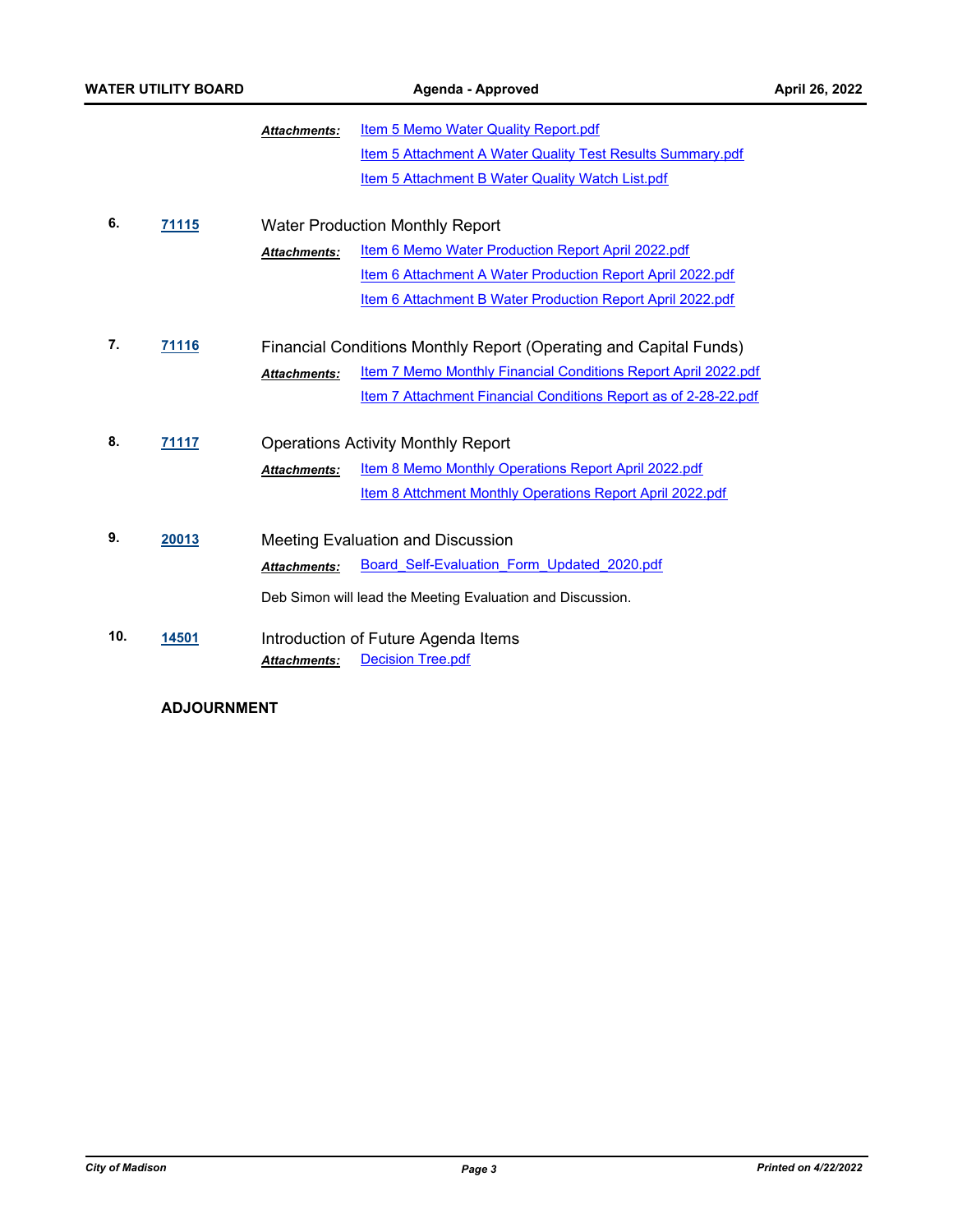*Attachments:* Item 5 Memo Water Quality Report.pdf
Item 5 Attachment A Water Quality Test Results Summary.pdf
Item 5 Attachment B Water Quality Watch List.pdf

**6.** **71115** Water Production Monthly Report

*Attachments:* Item 6 Memo Water Production Report April 2022.pdf
Item 6 Attachment A Water Production Report April 2022.pdf
Item 6 Attachment B Water Production Report April 2022.pdf

**7.** **71116** Financial Conditions Monthly Report (Operating and Capital Funds)

*Attachments:* Item 7 Memo Monthly Financial Conditions Report April 2022.pdf
Item 7 Attachment Financial Conditions Report as of 2-28-22.pdf

**8.** **71117** Operations Activity Monthly Report

*Attachments:* Item 8 Memo Monthly Operations Report April 2022.pdf
Item 8 Attchment Monthly Operations Report April 2022.pdf

**9.** **20013** Meeting Evaluation and Discussion

*Attachments:* Board_Self-Evaluation_Form_Updated_2020.pdf

Deb Simon will lead the Meeting Evaluation and Discussion.

**10.** **14501** Introduction of Future Agenda Items

*Attachments:* Decision Tree.pdf

**ADJOURNMENT**